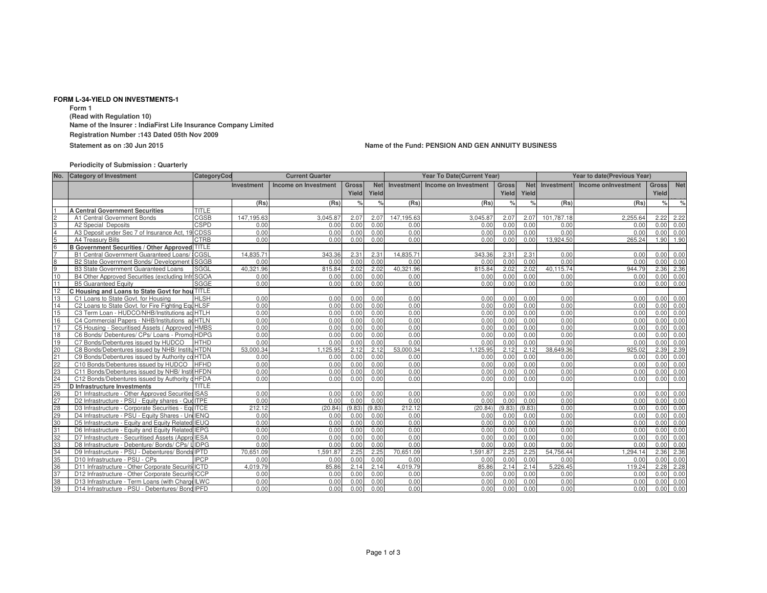**FORM L-34-YIELD ON INVESTMENTS-1**

**Form 1**

**(Read with Regulation 10)**

**Name of the Insurer : IndiaFirst Life Insurance Company Limited**

**Registration Number :143 Dated 05th Nov 2009**

**Statement as on :30 Jun 2015**

**Name of the Fund: PENSION AND GEN ANNUITY BUSINESS**

**Periodicity of Submission : Quarterly**

| No. | Category of Investment | CategoryCod | Current Quarter | | | | Year To Date(Current Year) | | | | Year to date(Previous Year) | | | |
|---|---|---|---|---|---|---|---|---|---|---|---|---|---|---|
| | | | Investment | Income on Investment | Gross Yield | Net Yield | Investment | Income on Investment | Gross Yield | Net Yield | Investment | Income onInvestment | Gross Yield | Net |
| | | | (Rs) | (Rs) | % | % | (Rs) | (Rs) | % | % | (Rs) | (Rs) | % | % |
| 1 | **A Central Government Securities** | TITLE | | | | | | | | | | | | |
| 2 | A1 Central Government Bonds | CGSB | 147,195.63 | 3,045.87 | 2.07 | 2.07 | 147,195.63 | 3,045.87 | 2.07 | 2.07 | 101,787.18 | 2,255.64 | 2.22 | 2.22 |
| 3 | A2 Special Deposits | CSPD | 0.00 | 0.00 | 0.00 | 0.00 | 0.00 | 0.00 | 0.00 | 0.00 | 0.00 | 0.00 | 0.00 | 0.00 |
| 4 | A3 Deposit under Sec 7 of Insurance Act, 19 | CDSS | 0.00 | 0.00 | 0.00 | 0.00 | 0.00 | 0.00 | 0.00 | 0.00 | 0.00 | 0.00 | 0.00 | 0.00 |
| 5 | A4 Treasury Bills | CTRB | 0.00 | 0.00 | 0.00 | 0.00 | 0.00 | 0.00 | 0.00 | 0.00 | 13,924.50 | 265.24 | 1.90 | 1.90 |
| 6 | **B Government Securities / Other Approved** | TITLE | | | | | | | | | | | | |
| 7 | B1 Central Government Guaranteed Loans/ | CGSL | 14,835.71 | 343.36 | 2.31 | 2.31 | 14,835.71 | 343.36 | 2.31 | 2.31 | 0.00 | 0.00 | 0.00 | 0.00 |
| 8 | B2 State Government Bonds/ Development | SGGB | 0.00 | 0.00 | 0.00 | 0.00 | 0.00 | 0.00 | 0.00 | 0.00 | 0.00 | 0.00 | 0.00 | 0.00 |
| 9 | B3 State Government Guaranteed Loans | SGGL | 40,321.96 | 815.84 | 2.02 | 2.02 | 40,321.96 | 815.84 | 2.02 | 2.02 | 40,115.74 | 944.79 | 2.36 | 2.36 |
| 10 | B4 Other Approved Securities (excluding Infr | SGOA | 0.00 | 0.00 | 0.00 | 0.00 | 0.00 | 0.00 | 0.00 | 0.00 | 0.00 | 0.00 | 0.00 | 0.00 |
| 11 | B5 Guaranteed Equity | SGGE | 0.00 | 0.00 | 0.00 | 0.00 | 0.00 | 0.00 | 0.00 | 0.00 | 0.00 | 0.00 | 0.00 | 0.00 |
| 12 | **C Housing and Loans to State Govt for hou** | TITLE | | | | | | | | | | | | |
| 13 | C1 Loans to State Govt. for Housing | HLSH | 0.00 | 0.00 | 0.00 | 0.00 | 0.00 | 0.00 | 0.00 | 0.00 | 0.00 | 0.00 | 0.00 | 0.00 |
| 14 | C2 Loans to State Govt. for Fire Fighting Equ | HLSF | 0.00 | 0.00 | 0.00 | 0.00 | 0.00 | 0.00 | 0.00 | 0.00 | 0.00 | 0.00 | 0.00 | 0.00 |
| 15 | C3 Term Loan - HUDCO/NHB/Institutions ac | HTLH | 0.00 | 0.00 | 0.00 | 0.00 | 0.00 | 0.00 | 0.00 | 0.00 | 0.00 | 0.00 | 0.00 | 0.00 |
| 16 | C4 Commercial Papers - NHB/Institutions ac | HTLN | 0.00 | 0.00 | 0.00 | 0.00 | 0.00 | 0.00 | 0.00 | 0.00 | 0.00 | 0.00 | 0.00 | 0.00 |
| 17 | C5 Housing - Securitised Assets ( Approved | HMBS | 0.00 | 0.00 | 0.00 | 0.00 | 0.00 | 0.00 | 0.00 | 0.00 | 0.00 | 0.00 | 0.00 | 0.00 |
| 18 | C6 Bonds/ Debentures/ CPs/ Loans - Promo | HDPG | 0.00 | 0.00 | 0.00 | 0.00 | 0.00 | 0.00 | 0.00 | 0.00 | 0.00 | 0.00 | 0.00 | 0.00 |
| 19 | C7 Bonds/Debentures issued by HUDCO | HTHD | 0.00 | 0.00 | 0.00 | 0.00 | 0.00 | 0.00 | 0.00 | 0.00 | 0.00 | 0.00 | 0.00 | 0.00 |
| 20 | C8 Bonds/Debentures issued by NHB/ Institu | HTDN | 53,000.34 | 1,125.95 | 2.12 | 2.12 | 53,000.34 | 1,125.95 | 2.12 | 2.12 | 38,649.36 | 925.02 | 2.39 | 2.39 |
| 21 | C9 Bonds/Debentures issued by Authority co | HTDA | 0.00 | 0.00 | 0.00 | 0.00 | 0.00 | 0.00 | 0.00 | 0.00 | 0.00 | 0.00 | 0.00 | 0.00 |
| 22 | C10 Bonds/Debentures issued by HUDCO | HFHD | 0.00 | 0.00 | 0.00 | 0.00 | 0.00 | 0.00 | 0.00 | 0.00 | 0.00 | 0.00 | 0.00 | 0.00 |
| 23 | C11 Bonds/Debentures issued by NHB/ Insti | HFDN | 0.00 | 0.00 | 0.00 | 0.00 | 0.00 | 0.00 | 0.00 | 0.00 | 0.00 | 0.00 | 0.00 | 0.00 |
| 24 | C12 Bonds/Debentures issued by Authority c | HFDA | 0.00 | 0.00 | 0.00 | 0.00 | 0.00 | 0.00 | 0.00 | 0.00 | 0.00 | 0.00 | 0.00 | 0.00 |
| 25 | **D Infrastructure Investments** | TITLE | | | | | | | | | | | | |
| 26 | D1 Infrastructure - Other Approved Securities | ISAS | 0.00 | 0.00 | 0.00 | 0.00 | 0.00 | 0.00 | 0.00 | 0.00 | 0.00 | 0.00 | 0.00 | 0.00 |
| 27 | D2 Infrastructure - PSU - Equity shares - Quo | ITPE | 0.00 | 0.00 | 0.00 | 0.00 | 0.00 | 0.00 | 0.00 | 0.00 | 0.00 | 0.00 | 0.00 | 0.00 |
| 28 | D3 Infrastructure - Corporate Securities - Equ | ITCE | 212.12 | (20.84) | (9.83) | (9.83) | 212.12 | (20.84) | (9.83) | (9.83) | 0.00 | 0.00 | 0.00 | 0.00 |
| 29 | D4 Infrastructure - PSU - Equity Shares - Un | IENQ | 0.00 | 0.00 | 0.00 | 0.00 | 0.00 | 0.00 | 0.00 | 0.00 | 0.00 | 0.00 | 0.00 | 0.00 |
| 30 | D5 Infrastructure - Equity and Equity Related | IEUQ | 0.00 | 0.00 | 0.00 | 0.00 | 0.00 | 0.00 | 0.00 | 0.00 | 0.00 | 0.00 | 0.00 | 0.00 |
| 31 | D6 Infrastructure - Equity and Equity Related | IEPG | 0.00 | 0.00 | 0.00 | 0.00 | 0.00 | 0.00 | 0.00 | 0.00 | 0.00 | 0.00 | 0.00 | 0.00 |
| 32 | D7 Infrastructure - Securitised Assets (Appro | IESA | 0.00 | 0.00 | 0.00 | 0.00 | 0.00 | 0.00 | 0.00 | 0.00 | 0.00 | 0.00 | 0.00 | 0.00 |
| 33 | D8 Infrastructure - Debenture/ Bonds/ CPs/ L | IDPG | 0.00 | 0.00 | 0.00 | 0.00 | 0.00 | 0.00 | 0.00 | 0.00 | 0.00 | 0.00 | 0.00 | 0.00 |
| 34 | D9 Infrastructure - PSU - Debentures/ Bonds | IPTD | 70,651.09 | 1,591.87 | 2.25 | 2.25 | 70,651.09 | 1,591.87 | 2.25 | 2.25 | 54,756.44 | 1,294.14 | 2.36 | 2.36 |
| 35 | D10 Infrastructure - PSU - CPs | IPCP | 0.00 | 0.00 | 0.00 | 0.00 | 0.00 | 0.00 | 0.00 | 0.00 | 0.00 | 0.00 | 0.00 | 0.00 |
| 36 | D11 Infrastructure - Other Corporate Securiti | ICTD | 4,019.79 | 85.86 | 2.14 | 2.14 | 4,019.79 | 85.86 | 2.14 | 2.14 | 5,226.45 | 119.24 | 2.28 | 2.28 |
| 37 | D12 Infrastructure - Other Corporate Securiti | ICCP | 0.00 | 0.00 | 0.00 | 0.00 | 0.00 | 0.00 | 0.00 | 0.00 | 0.00 | 0.00 | 0.00 | 0.00 |
| 38 | D13 Infrastructure - Term Loans (with Charge | ILWC | 0.00 | 0.00 | 0.00 | 0.00 | 0.00 | 0.00 | 0.00 | 0.00 | 0.00 | 0.00 | 0.00 | 0.00 |
| 39 | D14 Infrastructure - PSU - Debentures/ Bond | IPFD | 0.00 | 0.00 | 0.00 | 0.00 | 0.00 | 0.00 | 0.00 | 0.00 | 0.00 | 0.00 | 0.00 | 0.00 |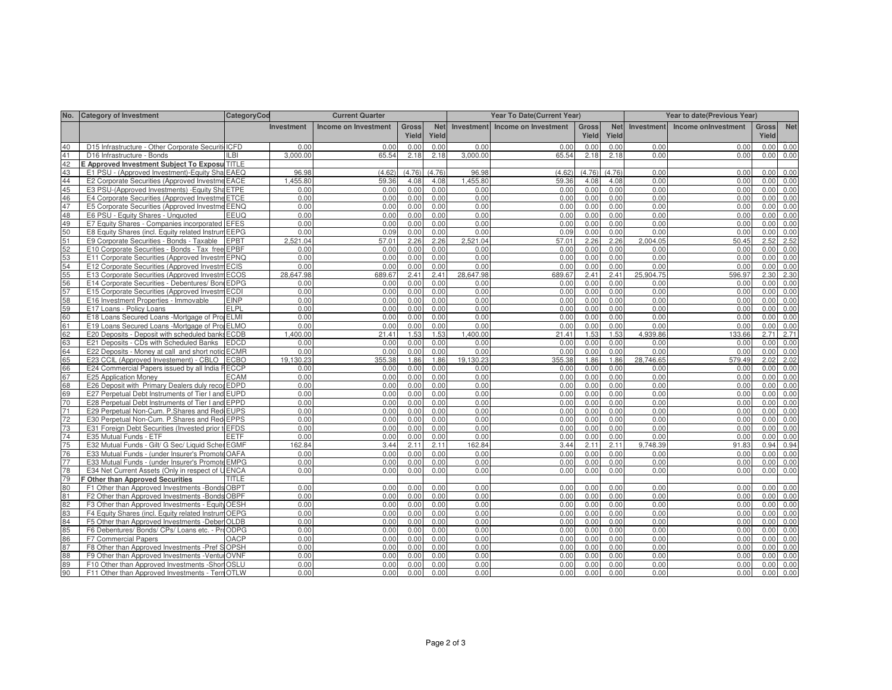| No. | Category of Investment | CategoryCod | Current Quarter | | | | Year To Date(Current Year) | | | | Year to date(Previous Year) | | | |
|---|---|---|---|---|---|---|---|---|---|---|---|---|---|---|
| | | | Investment | Income on Investment | Gross Yield | Net Yield | Investment | Income on Investment | Gross Yield | Net Yield | Investment | Income onInvestment | Gross Yield | Net |
| 40 | D15 Infrastructure - Other Corporate Securiti | ICFD | 0.00 | 0.00 | 0.00 | 0.00 | 0.00 | 0.00 | 0.00 | 0.00 | 0.00 | 0.00 | 0.00 | 0.00 |
| 41 | D16 Infrastructure - Bonds | ILBI | 3,000.00 | 65.54 | 2.18 | 2.18 | 3,000.00 | 65.54 | 2.18 | 2.18 | 0.00 | 0.00 | 0.00 | 0.00 |
| 42 | **E Approved Investment Subject To Exposu** | TITLE | | | | | | | | | | | | |
| 43 | E1 PSU - (Approved Investment)-Equity Sha | EAEQ | 96.98 | (4.62) | (4.76) | (4.76) | 96.98 | (4.62) | (4.76) | (4.76) | 0.00 | 0.00 | 0.00 | 0.00 |
| 44 | E2 Corporate Securities (Approved Investme | EACE | 1,455.80 | 59.36 | 4.08 | 4.08 | 1,455.80 | 59.36 | 4.08 | 4.08 | 0.00 | 0.00 | 0.00 | 0.00 |
| 45 | E3 PSU-(Approved Investments) -Equity Sha | ETPE | 0.00 | 0.00 | 0.00 | 0.00 | 0.00 | 0.00 | 0.00 | 0.00 | 0.00 | 0.00 | 0.00 | 0.00 |
| 46 | E4 Corporate Securities (Approved Investme | ETCE | 0.00 | 0.00 | 0.00 | 0.00 | 0.00 | 0.00 | 0.00 | 0.00 | 0.00 | 0.00 | 0.00 | 0.00 |
| 47 | E5 Corporate Securities (Approved Investme | EENQ | 0.00 | 0.00 | 0.00 | 0.00 | 0.00 | 0.00 | 0.00 | 0.00 | 0.00 | 0.00 | 0.00 | 0.00 |
| 48 | E6 PSU - Equity Shares - Unquoted | EEUQ | 0.00 | 0.00 | 0.00 | 0.00 | 0.00 | 0.00 | 0.00 | 0.00 | 0.00 | 0.00 | 0.00 | 0.00 |
| 49 | E7 Equity Shares - Companies incorporated | EFES | 0.00 | 0.00 | 0.00 | 0.00 | 0.00 | 0.00 | 0.00 | 0.00 | 0.00 | 0.00 | 0.00 | 0.00 |
| 50 | E8 Equity Shares (incl. Equity related Instrum | EEPG | 0.00 | 0.09 | 0.00 | 0.00 | 0.00 | 0.09 | 0.00 | 0.00 | 0.00 | 0.00 | 0.00 | 0.00 |
| 51 | E9 Corporate Securities - Bonds - Taxable | EPBT | 2,521.04 | 57.01 | 2.26 | 2.26 | 2,521.04 | 57.01 | 2.26 | 2.26 | 2,004.05 | 50.45 | 2.52 | 2.52 |
| 52 | E10 Corporate Securities - Bonds - Tax free | EPBF | 0.00 | 0.00 | 0.00 | 0.00 | 0.00 | 0.00 | 0.00 | 0.00 | 0.00 | 0.00 | 0.00 | 0.00 |
| 53 | E11 Corporate Securities (Approved Investm | EPNQ | 0.00 | 0.00 | 0.00 | 0.00 | 0.00 | 0.00 | 0.00 | 0.00 | 0.00 | 0.00 | 0.00 | 0.00 |
| 54 | E12 Corporate Securities (Approved Investm | ECIS | 0.00 | 0.00 | 0.00 | 0.00 | 0.00 | 0.00 | 0.00 | 0.00 | 0.00 | 0.00 | 0.00 | 0.00 |
| 55 | E13 Corporate Securities (Approved Investm | ECOS | 28,647.98 | 689.67 | 2.41 | 2.41 | 28,647.98 | 689.67 | 2.41 | 2.41 | 25,904.75 | 596.97 | 2.30 | 2.30 |
| 56 | E14 Corporate Securities - Debentures/ Bon | EDPG | 0.00 | 0.00 | 0.00 | 0.00 | 0.00 | 0.00 | 0.00 | 0.00 | 0.00 | 0.00 | 0.00 | 0.00 |
| 57 | E15 Corporate Securities (Approved Investm | ECDI | 0.00 | 0.00 | 0.00 | 0.00 | 0.00 | 0.00 | 0.00 | 0.00 | 0.00 | 0.00 | 0.00 | 0.00 |
| 58 | E16 Investment Properties - Immovable | EINP | 0.00 | 0.00 | 0.00 | 0.00 | 0.00 | 0.00 | 0.00 | 0.00 | 0.00 | 0.00 | 0.00 | 0.00 |
| 59 | E17 Loans - Policy Loans | ELPL | 0.00 | 0.00 | 0.00 | 0.00 | 0.00 | 0.00 | 0.00 | 0.00 | 0.00 | 0.00 | 0.00 | 0.00 |
| 60 | E18 Loans Secured Loans -Mortgage of Pro | ELMI | 0.00 | 0.00 | 0.00 | 0.00 | 0.00 | 0.00 | 0.00 | 0.00 | 0.00 | 0.00 | 0.00 | 0.00 |
| 61 | E19 Loans Secured Loans -Mortgage of Pro | ELMO | 0.00 | 0.00 | 0.00 | 0.00 | 0.00 | 0.00 | 0.00 | 0.00 | 0.00 | 0.00 | 0.00 | 0.00 |
| 62 | E20 Deposits - Deposit with scheduled banks | ECDB | 1,400.00 | 21.41 | 1.53 | 1.53 | 1,400.00 | 21.41 | 1.53 | 1.53 | 4,939.86 | 133.66 | 2.71 | 2.71 |
| 63 | E21 Deposits - CDs with Scheduled Banks | EDCD | 0.00 | 0.00 | 0.00 | 0.00 | 0.00 | 0.00 | 0.00 | 0.00 | 0.00 | 0.00 | 0.00 | 0.00 |
| 64 | E22 Deposits - Money at call and short notic | ECMR | 0.00 | 0.00 | 0.00 | 0.00 | 0.00 | 0.00 | 0.00 | 0.00 | 0.00 | 0.00 | 0.00 | 0.00 |
| 65 | E23 CCIL (Approved Invesetement) - CBLO | ECBO | 19,130.23 | 355.38 | 1.86 | 1.86 | 19,130.23 | 355.38 | 1.86 | 1.86 | 28,746.65 | 579.49 | 2.02 | 2.02 |
| 66 | E24 Commercial Papers issued by all India F | ECCP | 0.00 | 0.00 | 0.00 | 0.00 | 0.00 | 0.00 | 0.00 | 0.00 | 0.00 | 0.00 | 0.00 | 0.00 |
| 67 | E25 Application Money | ECAM | 0.00 | 0.00 | 0.00 | 0.00 | 0.00 | 0.00 | 0.00 | 0.00 | 0.00 | 0.00 | 0.00 | 0.00 |
| 68 | E26 Deposit with Primary Dealers duly recog | EDPD | 0.00 | 0.00 | 0.00 | 0.00 | 0.00 | 0.00 | 0.00 | 0.00 | 0.00 | 0.00 | 0.00 | 0.00 |
| 69 | E27 Perpetual Debt Instruments of Tier I and | EUPD | 0.00 | 0.00 | 0.00 | 0.00 | 0.00 | 0.00 | 0.00 | 0.00 | 0.00 | 0.00 | 0.00 | 0.00 |
| 70 | E28 Perpetual Debt Instruments of Tier I and | EPPD | 0.00 | 0.00 | 0.00 | 0.00 | 0.00 | 0.00 | 0.00 | 0.00 | 0.00 | 0.00 | 0.00 | 0.00 |
| 71 | E29 Perpetual Non-Cum. P.Shares and Red | EUPS | 0.00 | 0.00 | 0.00 | 0.00 | 0.00 | 0.00 | 0.00 | 0.00 | 0.00 | 0.00 | 0.00 | 0.00 |
| 72 | E30 Perpetual Non-Cum. P.Shares and Red | EPPS | 0.00 | 0.00 | 0.00 | 0.00 | 0.00 | 0.00 | 0.00 | 0.00 | 0.00 | 0.00 | 0.00 | 0.00 |
| 73 | E31 Foreign Debt Securities (Invested prior t | EFDS | 0.00 | 0.00 | 0.00 | 0.00 | 0.00 | 0.00 | 0.00 | 0.00 | 0.00 | 0.00 | 0.00 | 0.00 |
| 74 | E35 Mutual Funds - ETF | EETF | 0.00 | 0.00 | 0.00 | 0.00 | 0.00 | 0.00 | 0.00 | 0.00 | 0.00 | 0.00 | 0.00 | 0.00 |
| 75 | E32 Mutual Funds - Gilt/ G Sec/ Liquid Schem | EGMF | 162.84 | 3.44 | 2.11 | 2.11 | 162.84 | 3.44 | 2.11 | 2.11 | 9,748.39 | 91.83 | 0.94 | 0.94 |
| 76 | E33 Mutual Funds - (under Insurer's Promote | OAFA | 0.00 | 0.00 | 0.00 | 0.00 | 0.00 | 0.00 | 0.00 | 0.00 | 0.00 | 0.00 | 0.00 | 0.00 |
| 77 | E33 Mutual Funds - (under Insurer's Promote | EMPG | 0.00 | 0.00 | 0.00 | 0.00 | 0.00 | 0.00 | 0.00 | 0.00 | 0.00 | 0.00 | 0.00 | 0.00 |
| 78 | E34 Net Current Assets (Only in respect of U | ENCA | 0.00 | 0.00 | 0.00 | 0.00 | 0.00 | 0.00 | 0.00 | 0.00 | 0.00 | 0.00 | 0.00 | 0.00 |
| 79 | **F Other than Approved Securities** | TITLE | | | | | | | | | | | | |
| 80 | F1 Other than Approved Investments -Bonds | OBPT | 0.00 | 0.00 | 0.00 | 0.00 | 0.00 | 0.00 | 0.00 | 0.00 | 0.00 | 0.00 | 0.00 | 0.00 |
| 81 | F2 Other than Approved Investments -Bonds | OBPF | 0.00 | 0.00 | 0.00 | 0.00 | 0.00 | 0.00 | 0.00 | 0.00 | 0.00 | 0.00 | 0.00 | 0.00 |
| 82 | F3 Other than Approved Investments - Equity | OESH | 0.00 | 0.00 | 0.00 | 0.00 | 0.00 | 0.00 | 0.00 | 0.00 | 0.00 | 0.00 | 0.00 | 0.00 |
| 83 | F4 Equity Shares (incl. Equity related Instrum | OEPG | 0.00 | 0.00 | 0.00 | 0.00 | 0.00 | 0.00 | 0.00 | 0.00 | 0.00 | 0.00 | 0.00 | 0.00 |
| 84 | F5 Other than Approved Investments -Deben | OLDB | 0.00 | 0.00 | 0.00 | 0.00 | 0.00 | 0.00 | 0.00 | 0.00 | 0.00 | 0.00 | 0.00 | 0.00 |
| 85 | F6 Debentures/ Bonds/ CPs/ Loans etc. - Pr | ODPG | 0.00 | 0.00 | 0.00 | 0.00 | 0.00 | 0.00 | 0.00 | 0.00 | 0.00 | 0.00 | 0.00 | 0.00 |
| 86 | F7 Commercial Papers | OACP | 0.00 | 0.00 | 0.00 | 0.00 | 0.00 | 0.00 | 0.00 | 0.00 | 0.00 | 0.00 | 0.00 | 0.00 |
| 87 | F8 Other than Approved Investments -Pref S | OPSH | 0.00 | 0.00 | 0.00 | 0.00 | 0.00 | 0.00 | 0.00 | 0.00 | 0.00 | 0.00 | 0.00 | 0.00 |
| 88 | F9 Other than Approved Investments -Ventu | OVNF | 0.00 | 0.00 | 0.00 | 0.00 | 0.00 | 0.00 | 0.00 | 0.00 | 0.00 | 0.00 | 0.00 | 0.00 |
| 89 | F10 Other than Approved Investments -Shor | OSLU | 0.00 | 0.00 | 0.00 | 0.00 | 0.00 | 0.00 | 0.00 | 0.00 | 0.00 | 0.00 | 0.00 | 0.00 |
| 90 | F11 Other than Approved Investments - Tern | OTLW | 0.00 | 0.00 | 0.00 | 0.00 | 0.00 | 0.00 | 0.00 | 0.00 | 0.00 | 0.00 | 0.00 | 0.00 |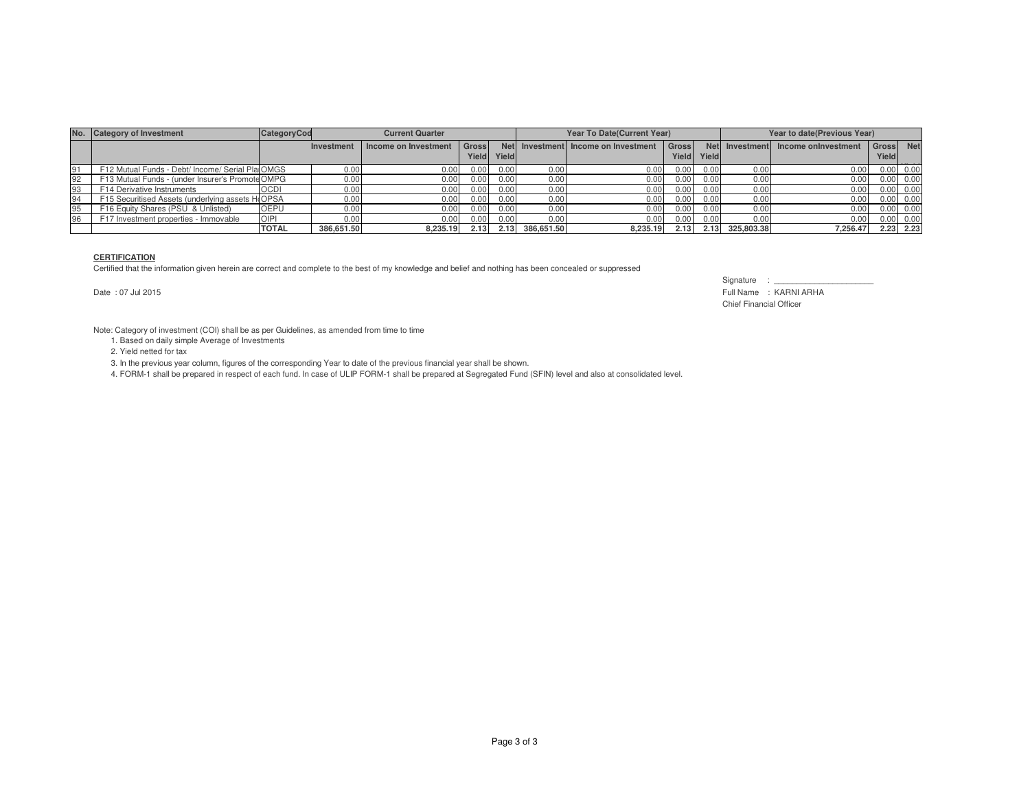| No. | Category of Investment | CategoryCod | Current Quarter | | | | Year To Date(Current Year) | | | | Year to date(Previous Year) | | | |
|---|---|---|---|---|---|---|---|---|---|---|---|---|---|---|
| | | | Investment | Income on Investment | Gross Yield | Net Yield | Investment | Income on Investment | Gross Yield | Net Yield | Investment | Income onInvestment | Gross Yield | Net |
| 91 | F12 Mutual Funds - Debt/ Income/ Serial Pla | OMGS | 0.00 | 0.00 | 0.00 | 0.00 | 0.00 | 0.00 | 0.00 | 0.00 | 0.00 | 0.00 | 0.00 | 0.00 |
| 92 | F13 Mutual Funds - (under Insurer's Promote | OMPG | 0.00 | 0.00 | 0.00 | 0.00 | 0.00 | 0.00 | 0.00 | 0.00 | 0.00 | 0.00 | 0.00 | 0.00 |
| 93 | F14 Derivative Instruments | OCDI | 0.00 | 0.00 | 0.00 | 0.00 | 0.00 | 0.00 | 0.00 | 0.00 | 0.00 | 0.00 | 0.00 | 0.00 |
| 94 | F15 Securitised Assets (underlying assets H | OPSA | 0.00 | 0.00 | 0.00 | 0.00 | 0.00 | 0.00 | 0.00 | 0.00 | 0.00 | 0.00 | 0.00 | 0.00 |
| 95 | F16 Equity Shares (PSU & Unlisted) | OEPU | 0.00 | 0.00 | 0.00 | 0.00 | 0.00 | 0.00 | 0.00 | 0.00 | 0.00 | 0.00 | 0.00 | 0.00 |
| 96 | F17 Investment properties - Immovable | OIPI | 0.00 | 0.00 | 0.00 | 0.00 | 0.00 | 0.00 | 0.00 | 0.00 | 0.00 | 0.00 | 0.00 | 0.00 |
| | | **TOTAL** | **386,651.50** | **8,235.19** | **2.13** | **2.13** | **386,651.50** | **8,235.19** | **2.13** | **2.13** | **325,803.38** | **7,256.47** | **2.23** | **2.23** |

**CERTIFICATION**

Certified that the information given herein are correct and complete to the best of my knowledge and belief and nothing has been concealed or suppressed

Date : 07 Jul 2015

Signature : ______________________

Full Name : KARNI ARHA

Chief Financial Officer

Note: Category of investment (COI) shall be as per Guidelines, as amended from time to time

1. Based on daily simple Average of Investments
2. Yield netted for tax
3. In the previous year column, figures of the corresponding Year to date of the previous financial year shall be shown.
4. FORM-1 shall be prepared in respect of each fund. In case of ULIP FORM-1 shall be prepared at Segregated Fund (SFIN) level and also at consolidated level.